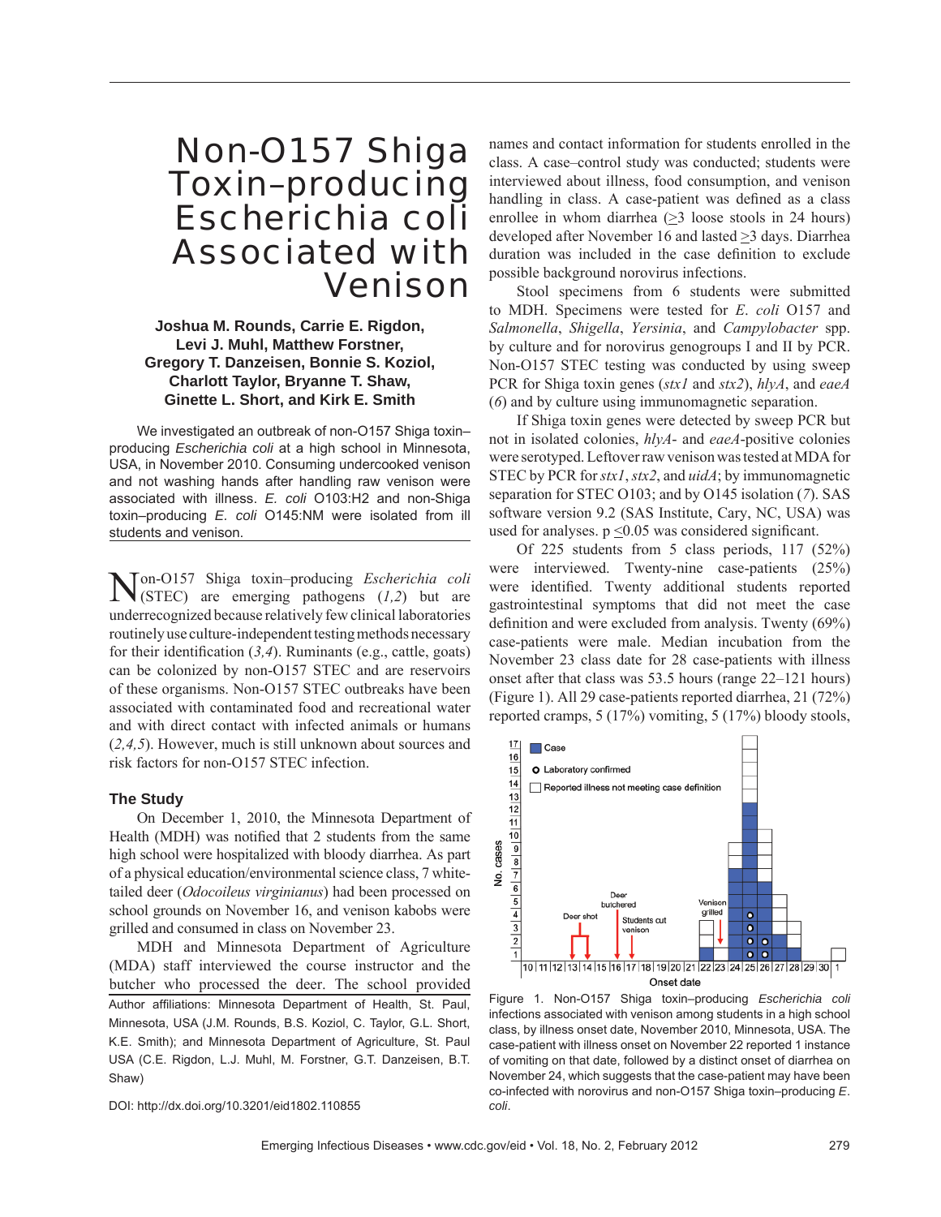# Non-O157 Shiga Toxin–producing Escherichia coli Associated with Venison

**Joshua M. Rounds, Carrie E. Rigdon, Levi J. Muhl, Matthew Forstner, Gregory T. Danzeisen, Bonnie S. Koziol, Charlott Taylor, Bryanne T. Shaw, Ginette L. Short, and Kirk E. Smith**

We investigated an outbreak of non-O157 Shiga toxin–producing *Escherichia coli* at a high school in Minnesota, USA, in November 2010. Consuming undercooked venison and not washing hands after handling raw venison were associated with illness. *E. coli* O103:H2 and non-Shiga toxin–producing *E. coli* O145:NM were isolated from ill students and venison.

Non-O157 Shiga toxin–producing *Escherichia coli* (STEC) are emerging pathogens (*1,2*) but are underrecognized because relatively few clinical laboratories routinely use culture-independent testing methods necessary for their identification (*3,4*). Ruminants (e.g., cattle, goats) can be colonized by non-O157 STEC and are reservoirs of these organisms. Non-O157 STEC outbreaks have been associated with contaminated food and recreational water and with direct contact with infected animals or humans (*2,4,5*). However, much is still unknown about sources and risk factors for non-O157 STEC infection.

## The Study

On December 1, 2010, the Minnesota Department of Health (MDH) was notified that 2 students from the same high school were hospitalized with bloody diarrhea. As part of a physical education/environmental science class, 7 white-tailed deer (*Odocoileus virginianus*) had been processed on school grounds on November 16, and venison kabobs were grilled and consumed in class on November 23.

MDH and Minnesota Department of Agriculture (MDA) staff interviewed the course instructor and the butcher who processed the deer. The school provided names and contact information for students enrolled in the class. A case–control study was conducted; students were interviewed about illness, food consumption, and venison handling in class. A case-patient was defined as a class enrollee in whom diarrhea (≥3 loose stools in 24 hours) developed after November 16 and lasted ≥3 days. Diarrhea duration was included in the case definition to exclude possible background norovirus infections.

Stool specimens from 6 students were submitted to MDH. Specimens were tested for *E. coli* O157 and *Salmonella*, *Shigella*, *Yersinia*, and *Campylobacter* spp. by culture and for norovirus genogroups I and II by PCR. Non-O157 STEC testing was conducted by using sweep PCR for Shiga toxin genes (*stx1* and *stx2*), *hlyA*, and *eaeA* (*6*) and by culture using immunomagnetic separation.

If Shiga toxin genes were detected by sweep PCR but not in isolated colonies, *hlyA*- and *eaeA*-positive colonies were serotyped. Leftover raw venison was tested at MDA for STEC by PCR for *stx1*, *stx2*, and *uidA*; by immunomagnetic separation for STEC O103; and by O145 isolation (*7*). SAS software version 9.2 (SAS Institute, Cary, NC, USA) was used for analyses. $p \leq 0.05$ was considered significant.

Of 225 students from 5 class periods, 117 (52%) were interviewed. Twenty-nine case-patients (25%) were identified. Twenty additional students reported gastrointestinal symptoms that did not meet the case definition and were excluded from analysis. Twenty (69%) case-patients were male. Median incubation from the November 23 class date for 28 case-patients with illness onset after that class was 53.5 hours (range 22–121 hours) (Figure 1). All 29 case-patients reported diarrhea, 21 (72%) reported cramps, 5 (17%) vomiting, 5 (17%) bloody stools,

Figure 1. Non-O157 Shiga toxin–producing *Escherichia coli* infections associated with venison among students in a high school class, by illness onset date, November 2010, Minnesota, USA. The case-patient with illness onset on November 22 reported 1 instance of vomiting on that date, followed by a distinct onset of diarrhea on November 24, which suggests that the case-patient may have been co-infected with norovirus and non-O157 Shiga toxin–producing *E. coli*.

Author affiliations: Minnesota Department of Health, St. Paul, Minnesota, USA (J.M. Rounds, B.S. Koziol, C. Taylor, G.L. Short, K.E. Smith); and Minnesota Department of Agriculture, St. Paul USA (C.E. Rigdon, L.J. Muhl, M. Forstner, G.T. Danzeisen, B.T. Shaw)

DOI: http://dx.doi.org/10.3201/eid1802.110855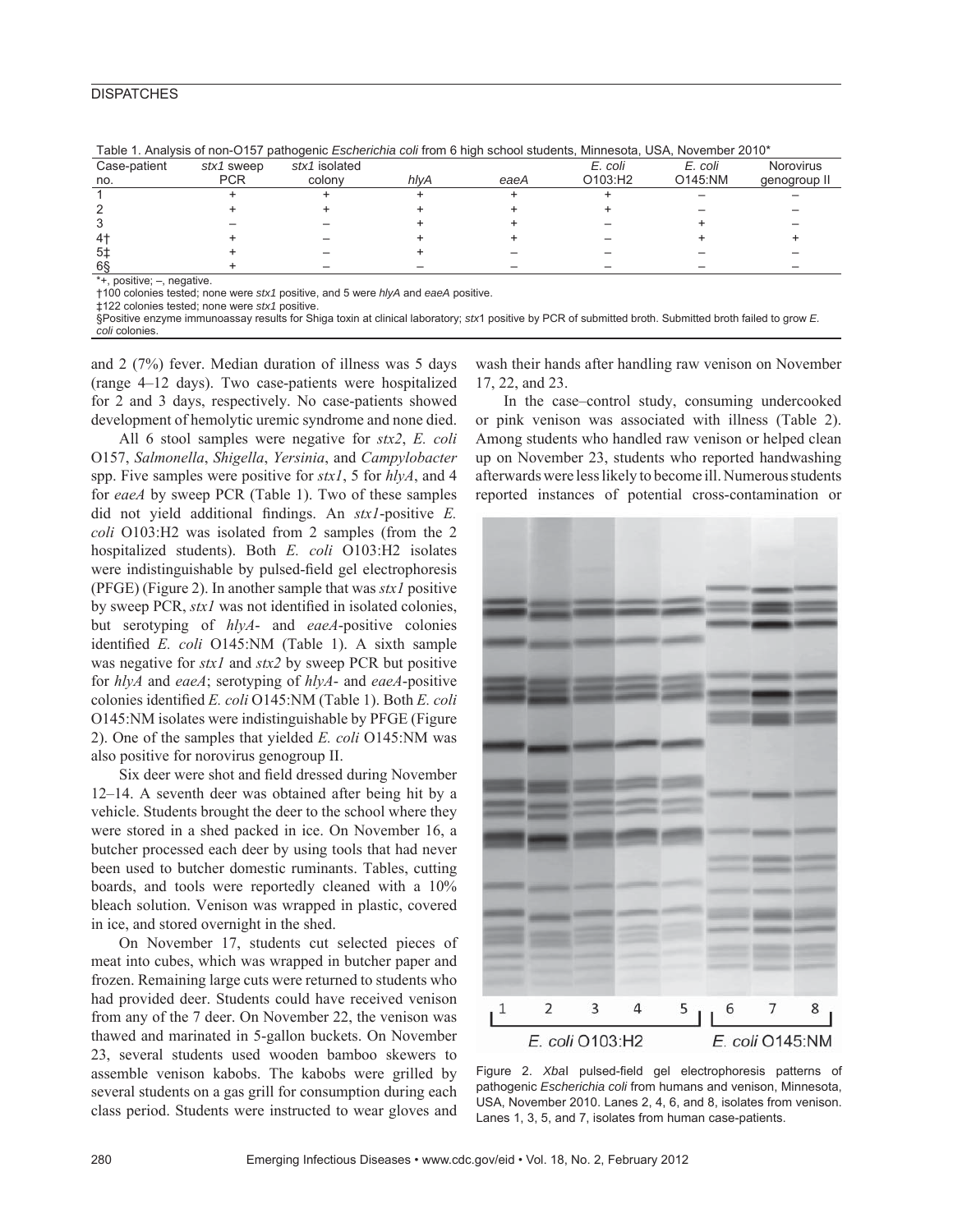Table 1. Analysis of non-O157 pathogenic *Escherichia coli* from 6 high school students, Minnesota, USA, November 2010*

| Case-patient no. | *stx1* sweep PCR | *stx1* isolated colony | *hlyA* | *eaeA* | *E. coli* O103:H2 | *E. coli* O145:NM | Norovirus genogroup II |
|---|---|---|---|---|---|---|---|
| 1 | + | + | + | + | + | – | – |
| 2 | + | + | + | + | + | – | – |
| 3 | – | – | + | + | – | + | – |
| 4† | + | – | + | + | – | + | + |
| 5‡ | + | – | + | – | – | – | – |
| 6§ | + | – | – | – | – | – | – |

*+, positive; –, negative.
†100 colonies tested; none were *stx1* positive, and 5 were *hlyA* and *eaeA* positive.
‡122 colonies tested; none were *stx1* positive.
§Positive enzyme immunoassay results for Shiga toxin at clinical laboratory; *stx*1 positive by PCR of submitted broth. Submitted broth failed to grow *E. coli* colonies.

and 2 (7%) fever. Median duration of illness was 5 days (range 4–12 days). Two case-patients were hospitalized for 2 and 3 days, respectively. No case-patients showed development of hemolytic uremic syndrome and none died.

All 6 stool samples were negative for *stx2*, *E. coli* O157, *Salmonella*, *Shigella*, *Yersinia*, and *Campylobacter* spp. Five samples were positive for *stx1*, 5 for *hlyA*, and 4 for *eaeA* by sweep PCR (Table 1). Two of these samples did not yield additional findings. An *stx1*-positive *E. coli* O103:H2 was isolated from 2 samples (from the 2 hospitalized students). Both *E. coli* O103:H2 isolates were indistinguishable by pulsed-field gel electrophoresis (PFGE) (Figure 2). In another sample that was *stx1* positive by sweep PCR, *stx1* was not identified in isolated colonies, but serotyping of *hlyA*- and *eaeA*-positive colonies identified *E. coli* O145:NM (Table 1). A sixth sample was negative for *stx1* and *stx2* by sweep PCR but positive for *hlyA* and *eaeA*; serotyping of *hlyA*- and *eaeA*-positive colonies identified *E. coli* O145:NM (Table 1). Both *E. coli* O145:NM isolates were indistinguishable by PFGE (Figure 2). One of the samples that yielded *E. coli* O145:NM was also positive for norovirus genogroup II.

Six deer were shot and field dressed during November 12–14. A seventh deer was obtained after being hit by a vehicle. Students brought the deer to the school where they were stored in a shed packed in ice. On November 16, a butcher processed each deer by using tools that had never been used to butcher domestic ruminants. Tables, cutting boards, and tools were reportedly cleaned with a 10% bleach solution. Venison was wrapped in plastic, covered in ice, and stored overnight in the shed.

On November 17, students cut selected pieces of meat into cubes, which was wrapped in butcher paper and frozen. Remaining large cuts were returned to students who had provided deer. Students could have received venison from any of the 7 deer. On November 22, the venison was thawed and marinated in 5-gallon buckets. On November 23, several students used wooden bamboo skewers to assemble venison kabobs. The kabobs were grilled by several students on a gas grill for consumption during each class period. Students were instructed to wear gloves and wash their hands after handling raw venison on November 17, 22, and 23.

In the case–control study, consuming undercooked or pink venison was associated with illness (Table 2). Among students who handled raw venison or helped clean up on November 23, students who reported handwashing afterwards were less likely to become ill. Numerous students reported instances of potential cross-contamination or

Figure 2. *Xba*I pulsed-field gel electrophoresis patterns of pathogenic *Escherichia coli* from humans and venison, Minnesota, USA, November 2010. Lanes 2, 4, 6, and 8, isolates from venison. Lanes 1, 3, 5, and 7, isolates from human case-patients.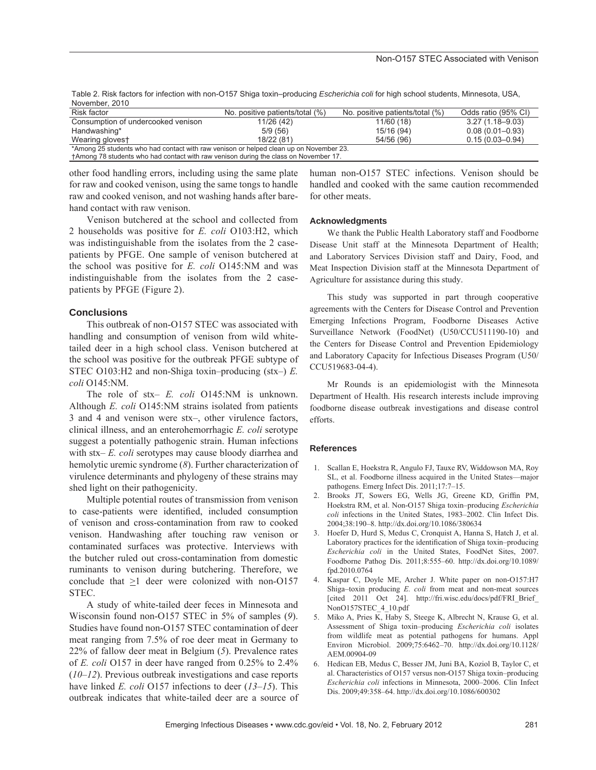Table 2. Risk factors for infection with non-O157 Shiga toxin–producing *Escherichia coli* for high school students, Minnesota, USA, November, 2010

| Risk factor | No. positive patients/total (%) | No. positive patients/total (%) | Odds ratio (95% CI) |
|---|---|---|---|
| Consumption of undercooked venison | 11/26 (42) | 11/60 (18) | 3.27 (1.18–9.03) |
| Handwashing* | 5/9 (56) | 15/16 (94) | 0.08 (0.01–0.93) |
| Wearing gloves† | 18/22 (81) | 54/56 (96) | 0.15 (0.03–0.94) |

*Among 25 students who had contact with raw venison or helped clean up on November 23.
†Among 78 students who had contact with raw venison during the class on November 17.

other food handling errors, including using the same plate for raw and cooked venison, using the same tongs to handle raw and cooked venison, and not washing hands after bare-hand contact with raw venison.

Venison butchered at the school and collected from 2 households was positive for *E. coli* O103:H2, which was indistinguishable from the isolates from the 2 case-patients by PFGE. One sample of venison butchered at the school was positive for *E. coli* O145:NM and was indistinguishable from the isolates from the 2 case-patients by PFGE (Figure 2).

## Conclusions

This outbreak of non-O157 STEC was associated with handling and consumption of venison from wild white-tailed deer in a high school class. Venison butchered at the school was positive for the outbreak PFGE subtype of STEC O103:H2 and non-Shiga toxin–producing (stx–) *E. coli* O145:NM.

The role of stx– *E. coli* O145:NM is unknown. Although *E. coli* O145:NM strains isolated from patients 3 and 4 and venison were stx–, other virulence factors, clinical illness, and an enterohemorrhagic *E. coli* serotype suggest a potentially pathogenic strain. Human infections with stx– *E. coli* serotypes may cause bloody diarrhea and hemolytic uremic syndrome (*8*). Further characterization of virulence determinants and phylogeny of these strains may shed light on their pathogenicity.

Multiple potential routes of transmission from venison to case-patients were identified, included consumption of venison and cross-contamination from raw to cooked venison. Handwashing after touching raw venison or contaminated surfaces was protective. Interviews with the butcher ruled out cross-contamination from domestic ruminants to venison during butchering. Therefore, we conclude that $\geq$1 deer were colonized with non-O157 STEC.

A study of white-tailed deer feces in Minnesota and Wisconsin found non-O157 STEC in 5% of samples (*9*). Studies have found non-O157 STEC contamination of deer meat ranging from 7.5% of roe deer meat in Germany to 22% of fallow deer meat in Belgium (*5*). Prevalence rates of *E. coli* O157 in deer have ranged from 0.25% to 2.4% (*10–12*). Previous outbreak investigations and case reports have linked *E. coli* O157 infections to deer (*13–15*). This outbreak indicates that white-tailed deer are a source of human non-O157 STEC infections. Venison should be handled and cooked with the same caution recommended for other meats.

### Acknowledgments

We thank the Public Health Laboratory staff and Foodborne Disease Unit staff at the Minnesota Department of Health; and Laboratory Services Division staff and Dairy, Food, and Meat Inspection Division staff at the Minnesota Department of Agriculture for assistance during this study.

This study was supported in part through cooperative agreements with the Centers for Disease Control and Prevention Emerging Infections Program, Foodborne Diseases Active Surveillance Network (FoodNet) (U50/CCU511190-10) and the Centers for Disease Control and Prevention Epidemiology and Laboratory Capacity for Infectious Diseases Program (U50/CCU519683-04-4).

Mr Rounds is an epidemiologist with the Minnesota Department of Health. His research interests include improving foodborne disease outbreak investigations and disease control efforts.

## References

1. Scallan E, Hoekstra R, Angulo FJ, Tauxe RV, Widdowson MA, Roy SL, et al. Foodborne illness acquired in the United States—major pathogens. Emerg Infect Dis. 2011;17:7–15.
2. Brooks JT, Sowers EG, Wells JG, Greene KD, Griffin PM, Hoekstra RM, et al. Non-O157 Shiga toxin–producing *Escherichia coli* infections in the United States, 1983–2002. Clin Infect Dis. 2004;38:190–8. http://dx.doi.org/10.1086/380634
3. Hoefer D, Hurd S, Medus C, Cronquist A, Hanna S, Hatch J, et al. Laboratory practices for the identification of Shiga toxin–producing *Escherichia coli* in the United States, FoodNet Sites, 2007. Foodborne Pathog Dis. 2011;8:555–60. http://dx.doi.org/10.1089/fpd.2010.0764
4. Kaspar C, Doyle ME, Archer J. White paper on non-O157:H7 Shiga–toxin producing *E. coli* from meat and non-meat sources [cited 2011 Oct 24]. http://fri.wisc.edu/docs/pdf/FRI_Brief_NonO157STEC_4_10.pdf
5. Miko A, Pries K, Haby S, Steege K, Albrecht N, Krause G, et al. Assessment of Shiga toxin–producing *Escherichia coli* isolates from wildlife meat as potential pathogens for humans. Appl Environ Microbiol. 2009;75:6462–70. http://dx.doi.org/10.1128/AEM.00904-09
6. Hedican EB, Medus C, Besser JM, Juni BA, Koziol B, Taylor C, et al. Characteristics of O157 versus non-O157 Shiga toxin–producing *Escherichia coli* infections in Minnesota, 2000–2006. Clin Infect Dis. 2009;49:358–64. http://dx.doi.org/10.1086/600302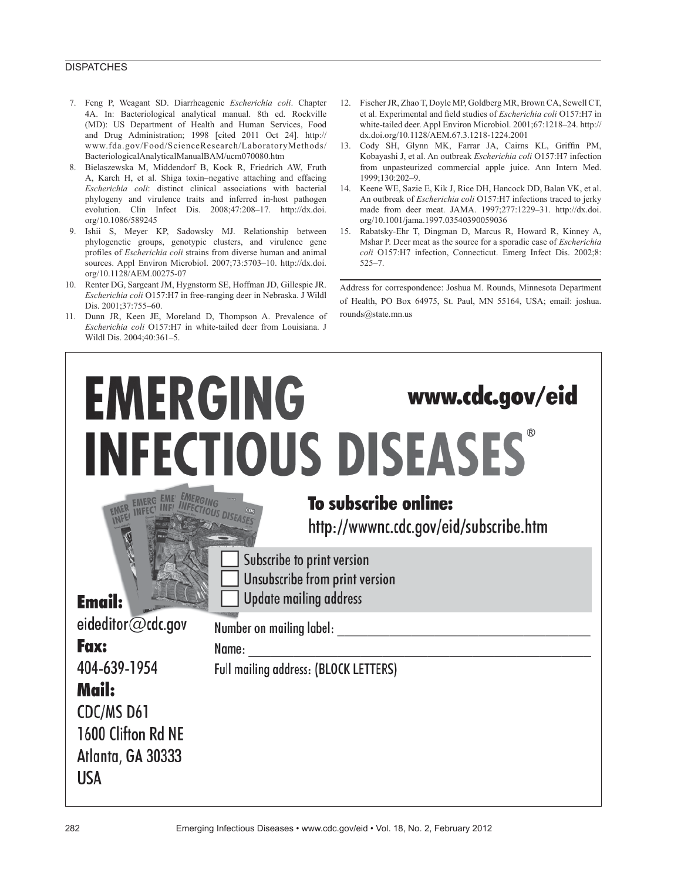7. Feng P, Weagant SD. Diarrheagenic *Escherichia coli*. Chapter 4A. In: Bacteriological analytical manual. 8th ed. Rockville (MD): US Department of Health and Human Services, Food and Drug Administration; 1998 [cited 2011 Oct 24]. http://www.fda.gov/Food/ScienceResearch/LaboratoryMethods/BacteriologicalAnalyticalManualBAM/ucm070080.htm
8. Bielaszewska M, Middendorf B, Kock R, Friedrich AW, Fruth A, Karch H, et al. Shiga toxin–negative attaching and effacing *Escherichia coli*: distinct clinical associations with bacterial phylogeny and virulence traits and inferred in-host pathogen evolution. Clin Infect Dis. 2008;47:208–17. http://dx.doi.org/10.1086/589245
9. Ishii S, Meyer KP, Sadowsky MJ. Relationship between phylogenetic groups, genotypic clusters, and virulence gene profiles of *Escherichia coli* strains from diverse human and animal sources. Appl Environ Microbiol. 2007;73:5703–10. http://dx.doi.org/10.1128/AEM.00275-07
10. Renter DG, Sargeant JM, Hygnstorm SE, Hoffman JD, Gillespie JR. *Escherichia coli* O157:H7 in free-ranging deer in Nebraska. J Wildl Dis. 2001;37:755–60.
11. Dunn JR, Keen JE, Moreland D, Thompson A. Prevalence of *Escherichia coli* O157:H7 in white-tailed deer from Louisiana. J Wildl Dis. 2004;40:361–5.
12. Fischer JR, Zhao T, Doyle MP, Goldberg MR, Brown CA, Sewell CT, et al. Experimental and field studies of *Escherichia coli* O157:H7 in white-tailed deer. Appl Environ Microbiol. 2001;67:1218–24. http://dx.doi.org/10.1128/AEM.67.3.1218-1224.2001
13. Cody SH, Glynn MK, Farrar JA, Cairns KL, Griffin PM, Kobayashi J, et al. An outbreak *Escherichia coli* O157:H7 infection from unpasteurized commercial apple juice. Ann Intern Med. 1999;130:202–9.
14. Keene WE, Sazie E, Kik J, Rice DH, Hancock DD, Balan VK, et al. An outbreak of *Escherichia coli* O157:H7 infections traced to jerky made from deer meat. JAMA. 1997;277:1229–31. http://dx.doi.org/10.1001/jama.1997.03540390059036
15. Rabatsky-Ehr T, Dingman D, Marcus R, Howard R, Kinney A, Mshar P. Deer meat as the source for a sporadic case of *Escherichia coli* O157:H7 infection, Connecticut. Emerg Infect Dis. 2002;8:525–7.

Address for correspondence: Joshua M. Rounds, Minnesota Department of Health, PO Box 64975, St. Paul, MN 55164, USA; email: joshua.rounds@state.mn.us

# EMERGING INFECTIOUS DISEASES®

**www.cdc.gov/eid**

**To subscribe online:**
http://wwwnc.cdc.gov/eid/subscribe.htm

- [ ] Subscribe to print version
- [ ] Unsubscribe from print version
- [ ] Update mailing address

Number on mailing label: ______________________

Name: ______________________

Full mailing address: (BLOCK LETTERS)

**Email:**
eideditor@cdc.gov

**Fax:**
404-639-1954

**Mail:**
CDC/MS D61
1600 Clifton Rd NE
Atlanta, GA 30333
USA